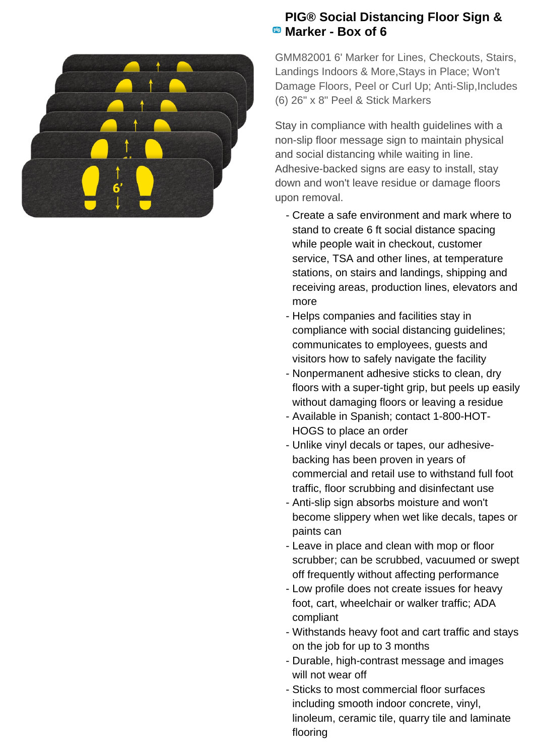# PIG® Social Distancing Floor Sign & Marker - Box of 6

GMM82001 6' Marker for Lines, Checkouts, Stairs, Landings Indoors & More,Stays in Place; Won't Damage Floors, Peel or Curl Up; Anti-Slip,Includes (6) 26" x 8" Peel & Stick Markers

Stay in compliance with health guidelines with a non-slip floor message sign to maintain physical and social distancing while waiting in line. Adhesive-backed signs are easy to install, stay down and won't leave residue or damage floors upon removal.

- Create a safe environment and mark where to stand to create 6 ft social distance spacing while people wait in checkout, customer service, TSA and other lines, at temperature stations, on stairs and landings, shipping and receiving areas, production lines, elevators and more
- Helps companies and facilities stay in compliance with social distancing guidelines; communicates to employees, guests and visitors how to safely navigate the facility
- Nonpermanent adhesive sticks to clean, dry floors with a super-tight grip, but peels up easily without damaging floors or leaving a residue
- Available in Spanish; contact 1-800-HOT-HOGS to place an order
- Unlike vinyl decals or tapes, our adhesive-backing has been proven in years of commercial and retail use to withstand full foot traffic, floor scrubbing and disinfectant use
- Anti-slip sign absorbs moisture and won't become slippery when wet like decals, tapes or paints can
- Leave in place and clean with mop or floor scrubber; can be scrubbed, vacuumed or swept off frequently without affecting performance
- Low profile does not create issues for heavy foot, cart, wheelchair or walker traffic; ADA compliant
- Withstands heavy foot and cart traffic and stays on the job for up to 3 months
- Durable, high-contrast message and images will not wear off
- Sticks to most commercial floor surfaces including smooth indoor concrete, vinyl, linoleum, ceramic tile, quarry tile and laminate flooring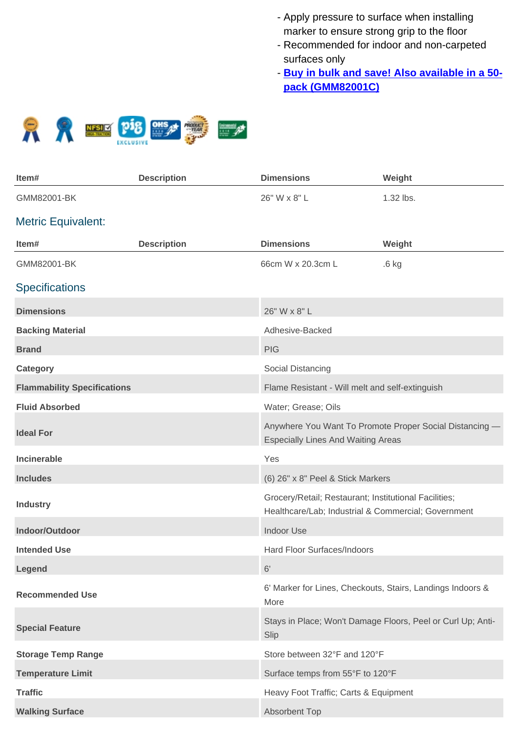- Apply pressure to surface when installing marker to ensure strong grip to the floor
- Recommended for indoor and non-carpeted surfaces only
- **Buy in bulk and save! Also available in a 50-pack (GMM82001C)**

| Item# | Description | Dimensions | Weight |
|---|---|---|---|
| GMM82001-BK | | 26" W x 8" L | 1.32 lbs. |

## Metric Equivalent:

| Item# | Description | Dimensions | Weight |
|---|---|---|---|
| GMM82001-BK | | 66cm W x 20.3cm L | .6 kg |

## Specifications

| | |
|---|---|
| **Dimensions** | 26" W x 8" L |
| **Backing Material** | Adhesive-Backed |
| **Brand** | PIG |
| **Category** | Social Distancing |
| **Flammability Specifications** | Flame Resistant - Will melt and self-extinguish |
| **Fluid Absorbed** | Water; Grease; Oils |
| **Ideal For** | Anywhere You Want To Promote Proper Social Distancing — Especially Lines And Waiting Areas |
| **Incinerable** | Yes |
| **Includes** | (6) 26" x 8" Peel & Stick Markers |
| **Industry** | Grocery/Retail; Restaurant; Institutional Facilities; Healthcare/Lab; Industrial & Commercial; Government |
| **Indoor/Outdoor** | Indoor Use |
| **Intended Use** | Hard Floor Surfaces/Indoors |
| **Legend** | 6' |
| **Recommended Use** | 6' Marker for Lines, Checkouts, Stairs, Landings Indoors & More |
| **Special Feature** | Stays in Place; Won't Damage Floors, Peel or Curl Up; Anti-Slip |
| **Storage Temp Range** | Store between 32°F and 120°F |
| **Temperature Limit** | Surface temps from 55°F to 120°F |
| **Traffic** | Heavy Foot Traffic; Carts & Equipment |
| **Walking Surface** | Absorbent Top |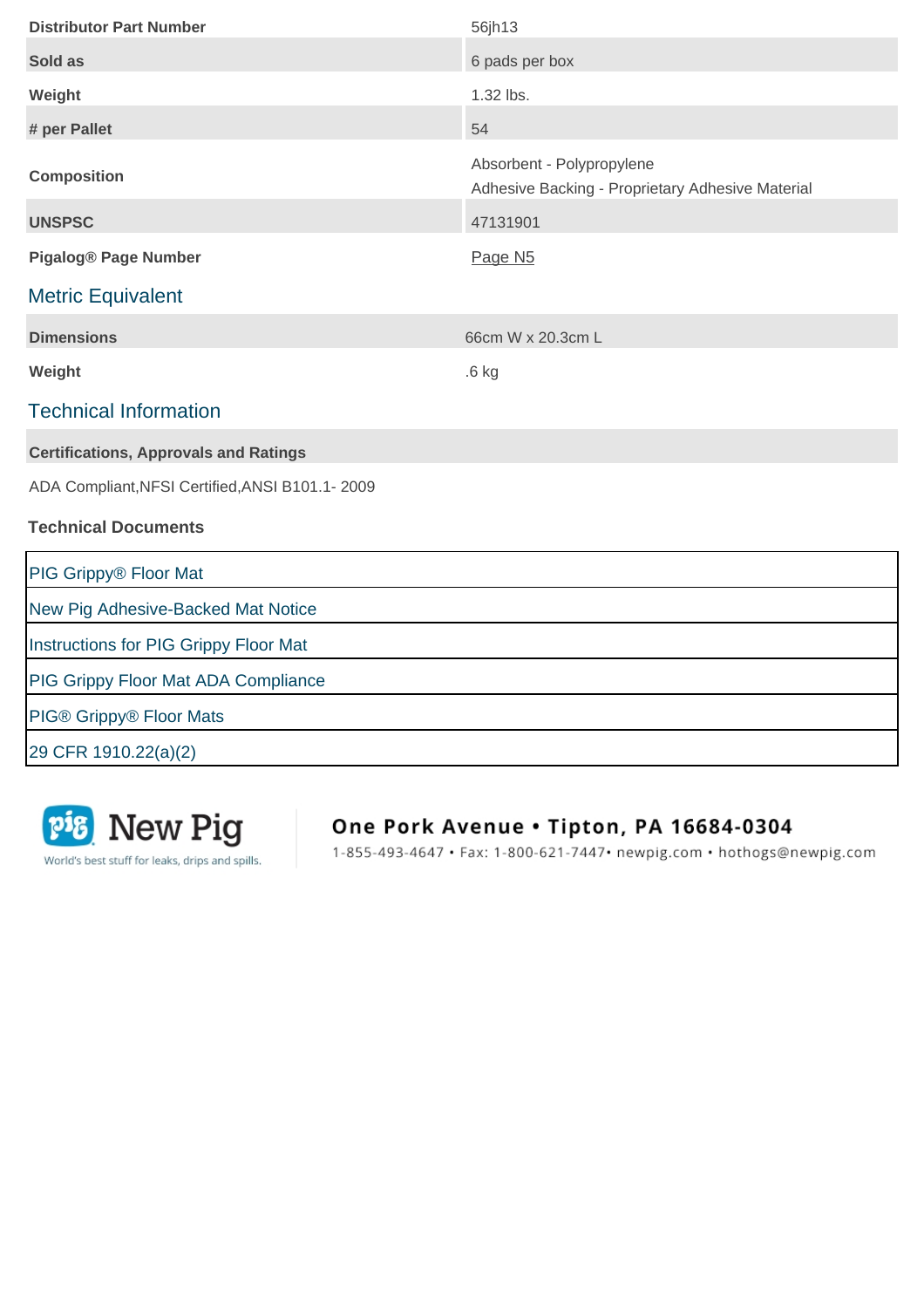| | |
|---|---|
| **Distributor Part Number** | 56jh13 |
| **Sold as** | 6 pads per box |
| **Weight** | 1.32 lbs. |
| **# per Pallet** | 54 |
| **Composition** | Absorbent - Polypropylene<br>Adhesive Backing - Proprietary Adhesive Material |
| **UNSPSC** | 47131901 |
| **Pigalog® Page Number** | Page N5 |

## Metric Equivalent

| | |
|---|---|
| **Dimensions** | 66cm W x 20.3cm L |
| **Weight** | .6 kg |

## Technical Information

**Certifications, Approvals and Ratings**

ADA Compliant,NFSI Certified,ANSI B101.1- 2009

**Technical Documents**

- PIG Grippy® Floor Mat
- New Pig Adhesive-Backed Mat Notice
- Instructions for PIG Grippy Floor Mat
- PIG Grippy Floor Mat ADA Compliance
- PIG® Grippy® Floor Mats
- 29 CFR 1910.22(a)(2)

New Pig
World's best stuff for leaks, drips and spills.

**One Pork Avenue • Tipton, PA 16684-0304**
1-855-493-4647 • Fax: 1-800-621-7447• newpig.com • hothogs@newpig.com